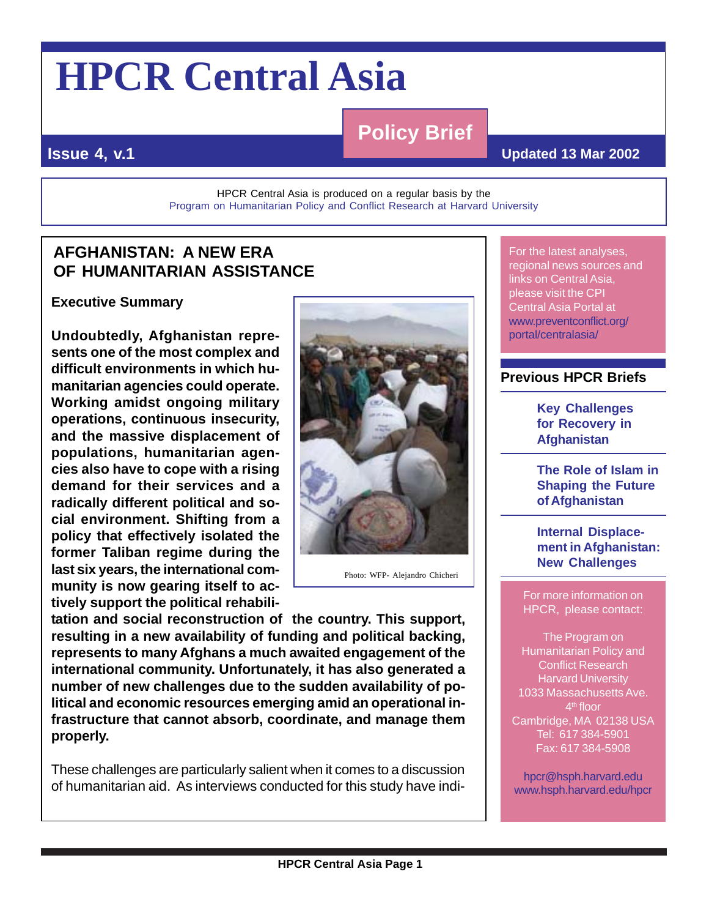# HPCR Central Asia

**Policy Brief**

**Issue 4, v.1** **Updated 13 Mar 2002**

HPCR Central Asia is produced on a regular basis by the
Program on Humanitarian Policy and Conflict Research at Harvard University

## AFGHANISTAN: A NEW ERA OF HUMANITARIAN ASSISTANCE

### Executive Summary

**Undoubtedly, Afghanistan represents one of the most complex and difficult environments in which humanitarian agencies could operate. Working amidst ongoing military operations, continuous insecurity, and the massive displacement of populations, humanitarian agencies also have to cope with a rising demand for their services and a radically different political and social environment. Shifting from a policy that effectively isolated the former Taliban regime during the last six years, the international community is now gearing itself to actively support the political rehabilitation and social reconstruction of the country. This support, resulting in a new availability of funding and political backing, represents to many Afghans a much awaited engagement of the international community. Unfortunately, it has also generated a number of new challenges due to the sudden availability of political and economic resources emerging amid an operational infrastructure that cannot absorb, coordinate, and manage them properly.**

Photo: WFP- Alejandro Chicheri

These challenges are particularly salient when it comes to a discussion of humanitarian aid. As interviews conducted for this study have indi-

For the latest analyses, regional news sources and links on Central Asia, please visit the CPI Central Asia Portal at www.preventconflict.org/portal/centralasia/

### Previous HPCR Briefs

**Key Challenges for Recovery in Afghanistan**

**The Role of Islam in Shaping the Future of Afghanistan**

**Internal Displacement in Afghanistan: New Challenges**

For more information on HPCR, please contact:

The Program on Humanitarian Policy and Conflict Research
Harvard University
1033 Massachusetts Ave.
4th floor
Cambridge, MA 02138 USA
Tel: 617 384-5901
Fax: 617 384-5908

hpcr@hsph.harvard.edu
www.hsph.harvard.edu/hpcr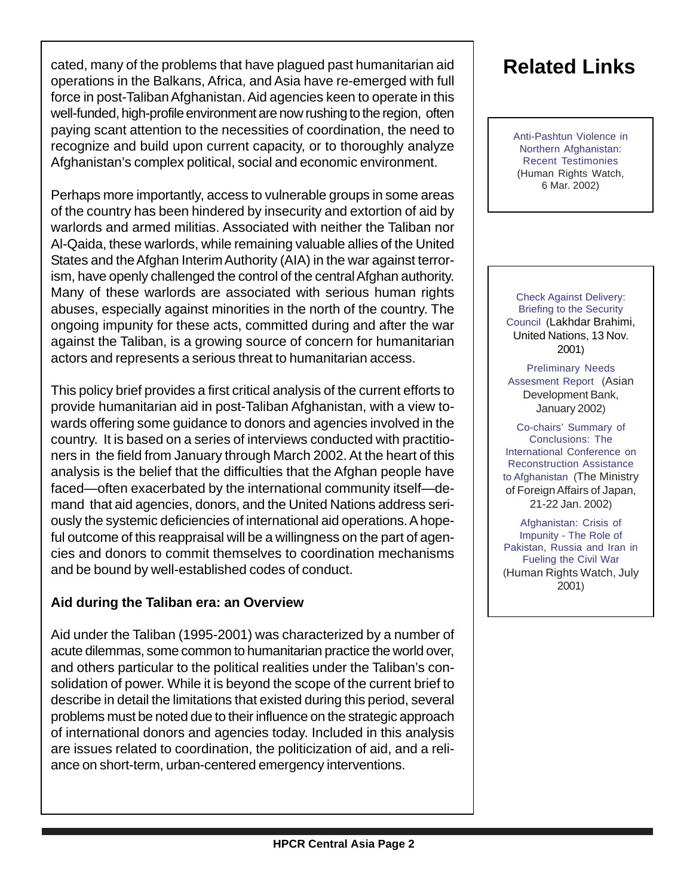cated, many of the problems that have plagued past humanitarian aid operations in the Balkans, Africa, and Asia have re-emerged with full force in post-Taliban Afghanistan. Aid agencies keen to operate in this well-funded, high-profile environment are now rushing to the region, often paying scant attention to the necessities of coordination, the need to recognize and build upon current capacity, or to thoroughly analyze Afghanistan's complex political, social and economic environment.

Perhaps more importantly, access to vulnerable groups in some areas of the country has been hindered by insecurity and extortion of aid by warlords and armed militias. Associated with neither the Taliban nor Al-Qaida, these warlords, while remaining valuable allies of the United States and the Afghan Interim Authority (AIA) in the war against terrorism, have openly challenged the control of the central Afghan authority. Many of these warlords are associated with serious human rights abuses, especially against minorities in the north of the country. The ongoing impunity for these acts, committed during and after the war against the Taliban, is a growing source of concern for humanitarian actors and represents a serious threat to humanitarian access.

This policy brief provides a first critical analysis of the current efforts to provide humanitarian aid in post-Taliban Afghanistan, with a view towards offering some guidance to donors and agencies involved in the country. It is based on a series of interviews conducted with practitioners in the field from January through March 2002. At the heart of this analysis is the belief that the difficulties that the Afghan people have faced—often exacerbated by the international community itself—demand that aid agencies, donors, and the United Nations address seriously the systemic deficiencies of international aid operations. A hopeful outcome of this reappraisal will be a willingness on the part of agencies and donors to commit themselves to coordination mechanisms and be bound by well-established codes of conduct.

### Aid during the Taliban era: an Overview

Aid under the Taliban (1995-2001) was characterized by a number of acute dilemmas, some common to humanitarian practice the world over, and others particular to the political realities under the Taliban's consolidation of power. While it is beyond the scope of the current brief to describe in detail the limitations that existed during this period, several problems must be noted due to their influence on the strategic approach of international donors and agencies today. Included in this analysis are issues related to coordination, the politicization of aid, and a reliance on short-term, urban-centered emergency interventions.

## Related Links

Anti-Pashtun Violence in Northern Afghanistan: Recent Testimonies (Human Rights Watch, 6 Mar. 2002)

Check Against Delivery: Briefing to the Security Council (Lakhdar Brahimi, United Nations, 13 Nov. 2001)

Preliminary Needs Assesment Report (Asian Development Bank, January 2002)

Co-chairs' Summary of Conclusions: The International Conference on Reconstruction Assistance to Afghanistan (The Ministry of Foreign Affairs of Japan, 21-22 Jan. 2002)

Afghanistan: Crisis of Impunity - The Role of Pakistan, Russia and Iran in Fueling the Civil War (Human Rights Watch, July 2001)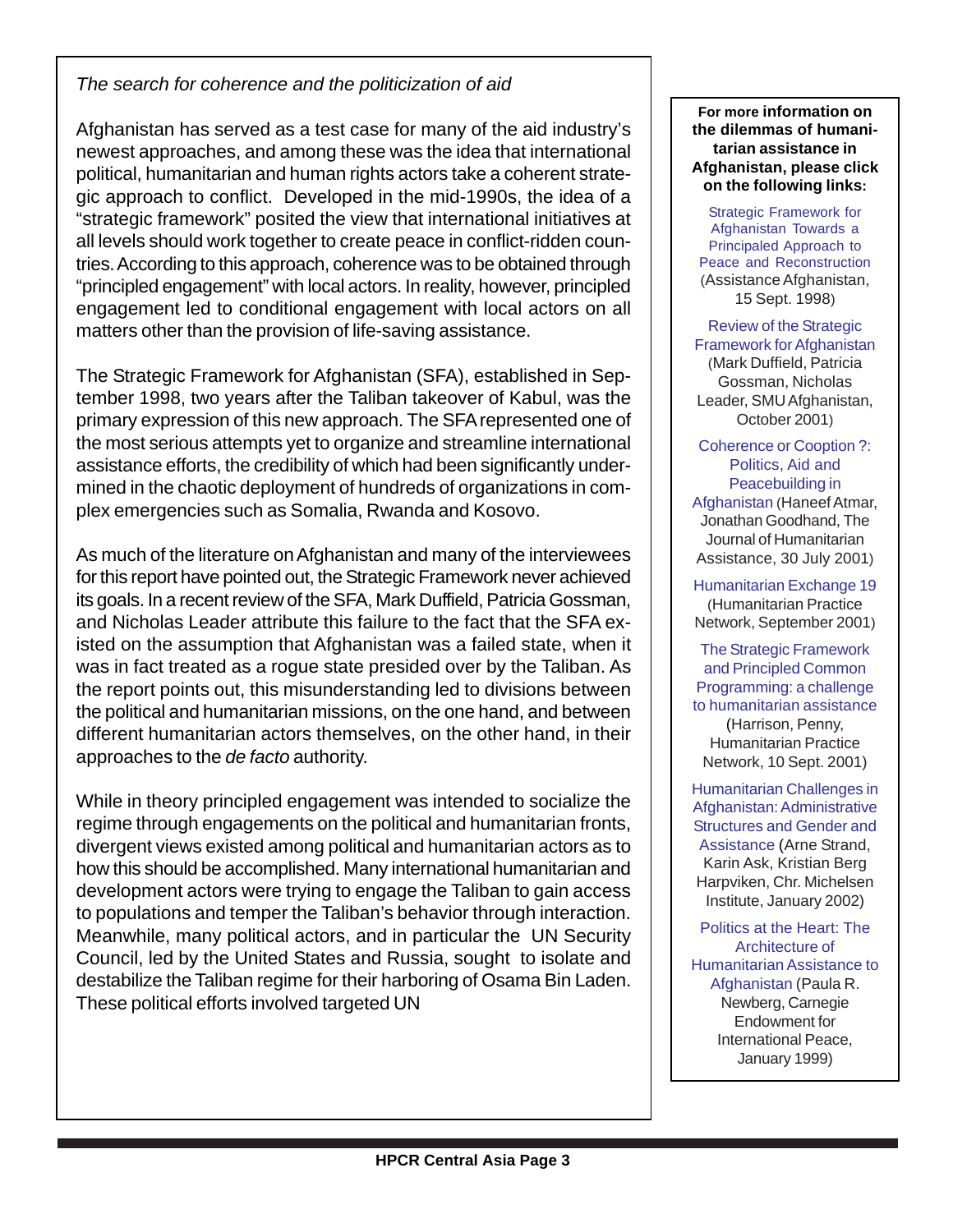*The search for coherence and the politicization of aid*

Afghanistan has served as a test case for many of the aid industry's newest approaches, and among these was the idea that international political, humanitarian and human rights actors take a coherent strategic approach to conflict. Developed in the mid-1990s, the idea of a "strategic framework" posited the view that international initiatives at all levels should work together to create peace in conflict-ridden countries. According to this approach, coherence was to be obtained through "principled engagement" with local actors. In reality, however, principled engagement led to conditional engagement with local actors on all matters other than the provision of life-saving assistance.

The Strategic Framework for Afghanistan (SFA), established in September 1998, two years after the Taliban takeover of Kabul, was the primary expression of this new approach. The SFA represented one of the most serious attempts yet to organize and streamline international assistance efforts, the credibility of which had been significantly undermined in the chaotic deployment of hundreds of organizations in complex emergencies such as Somalia, Rwanda and Kosovo.

As much of the literature on Afghanistan and many of the interviewees for this report have pointed out, the Strategic Framework never achieved its goals. In a recent review of the SFA, Mark Duffield, Patricia Gossman, and Nicholas Leader attribute this failure to the fact that the SFA existed on the assumption that Afghanistan was a failed state, when it was in fact treated as a rogue state presided over by the Taliban. As the report points out, this misunderstanding led to divisions between the political and humanitarian missions, on the one hand, and between different humanitarian actors themselves, on the other hand, in their approaches to the *de facto* authority.

While in theory principled engagement was intended to socialize the regime through engagements on the political and humanitarian fronts, divergent views existed among political and humanitarian actors as to how this should be accomplished. Many international humanitarian and development actors were trying to engage the Taliban to gain access to populations and temper the Taliban's behavior through interaction. Meanwhile, many political actors, and in particular the UN Security Council, led by the United States and Russia, sought to isolate and destabilize the Taliban regime for their harboring of Osama Bin Laden. These political efforts involved targeted UN

**For more information on the dilemmas of humanitarian assistance in Afghanistan, please click on the following links:**

Strategic Framework for Afghanistan Towards a Principaled Approach to Peace and Reconstruction (Assistance Afghanistan, 15 Sept. 1998)

Review of the Strategic Framework for Afghanistan (Mark Duffield, Patricia Gossman, Nicholas Leader, SMU Afghanistan, October 2001)

Coherence or Cooption ?: Politics, Aid and Peacebuilding in Afghanistan (Haneef Atmar, Jonathan Goodhand, The Journal of Humanitarian Assistance, 30 July 2001)

Humanitarian Exchange 19 (Humanitarian Practice Network, September 2001)

The Strategic Framework and Principled Common Programming: a challenge to humanitarian assistance (Harrison, Penny, Humanitarian Practice Network, 10 Sept. 2001)

Humanitarian Challenges in Afghanistan: Administrative Structures and Gender and Assistance (Arne Strand, Karin Ask, Kristian Berg Harpviken, Chr. Michelsen Institute, January 2002)

Politics at the Heart: The Architecture of Humanitarian Assistance to Afghanistan (Paula R. Newberg, Carnegie Endowment for International Peace, January 1999)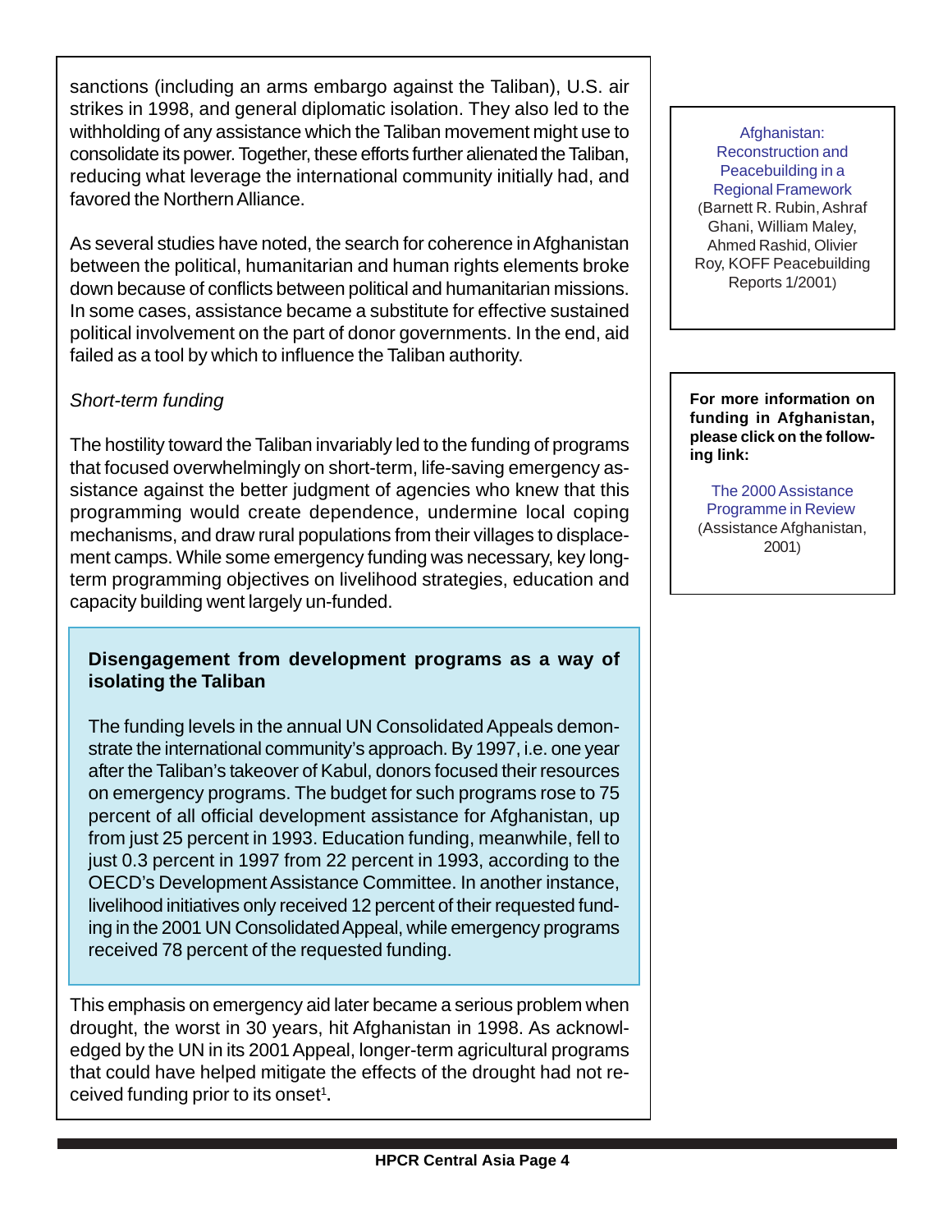sanctions (including an arms embargo against the Taliban), U.S. air strikes in 1998, and general diplomatic isolation. They also led to the withholding of any assistance which the Taliban movement might use to consolidate its power. Together, these efforts further alienated the Taliban, reducing what leverage the international community initially had, and favored the Northern Alliance.

As several studies have noted, the search for coherence in Afghanistan between the political, humanitarian and human rights elements broke down because of conflicts between political and humanitarian missions. In some cases, assistance became a substitute for effective sustained political involvement on the part of donor governments. In the end, aid failed as a tool by which to influence the Taliban authority.

*Short-term funding*

The hostility toward the Taliban invariably led to the funding of programs that focused overwhelmingly on short-term, life-saving emergency assistance against the better judgment of agencies who knew that this programming would create dependence, undermine local coping mechanisms, and draw rural populations from their villages to displacement camps. While some emergency funding was necessary, key long-term programming objectives on livelihood strategies, education and capacity building went largely un-funded.

**Disengagement from development programs as a way of isolating the Taliban**

The funding levels in the annual UN Consolidated Appeals demonstrate the international community's approach. By 1997, i.e. one year after the Taliban's takeover of Kabul, donors focused their resources on emergency programs. The budget for such programs rose to 75 percent of all official development assistance for Afghanistan, up from just 25 percent in 1993. Education funding, meanwhile, fell to just 0.3 percent in 1997 from 22 percent in 1993, according to the OECD's Development Assistance Committee. In another instance, livelihood initiatives only received 12 percent of their requested funding in the 2001 UN Consolidated Appeal, while emergency programs received 78 percent of the requested funding.

This emphasis on emergency aid later became a serious problem when drought, the worst in 30 years, hit Afghanistan in 1998. As acknowledged by the UN in its 2001 Appeal, longer-term agricultural programs that could have helped mitigate the effects of the drought had not received funding prior to its onset[1].

Afghanistan: Reconstruction and Peacebuilding in a Regional Framework (Barnett R. Rubin, Ashraf Ghani, William Maley, Ahmed Rashid, Olivier Roy, KOFF Peacebuilding Reports 1/2001)

**For more information on funding in Afghanistan, please click on the following link:**

The 2000 Assistance Programme in Review (Assistance Afghanistan, 2001)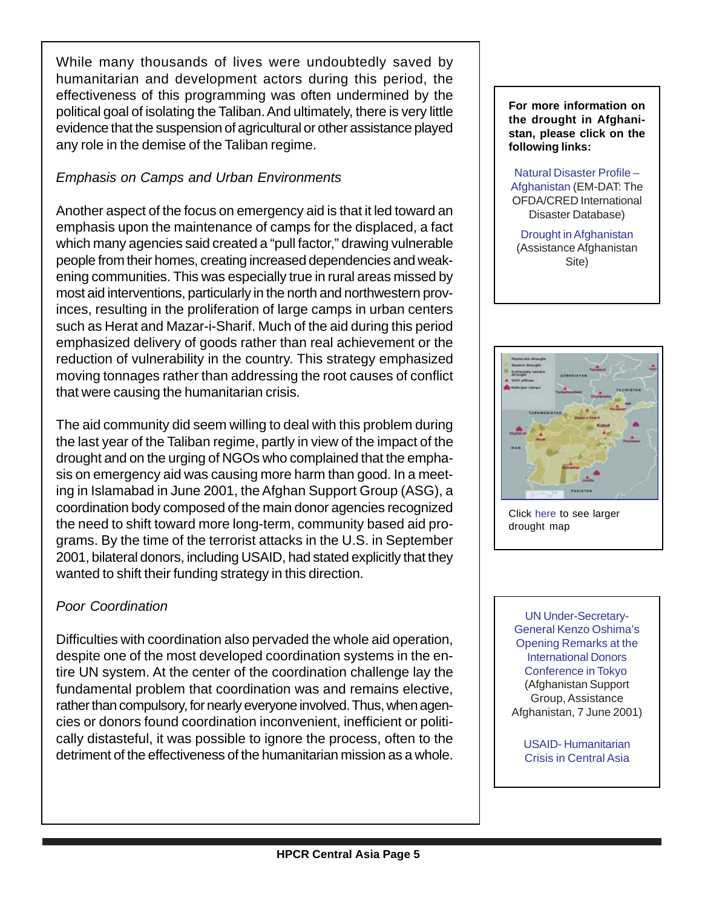While many thousands of lives were undoubtedly saved by humanitarian and development actors during this period, the effectiveness of this programming was often undermined by the political goal of isolating the Taliban. And ultimately, there is very little evidence that the suspension of agricultural or other assistance played any role in the demise of the Taliban regime.

*Emphasis on Camps and Urban Environments*

Another aspect of the focus on emergency aid is that it led toward an emphasis upon the maintenance of camps for the displaced, a fact which many agencies said created a "pull factor," drawing vulnerable people from their homes, creating increased dependencies and weakening communities. This was especially true in rural areas missed by most aid interventions, particularly in the north and northwestern provinces, resulting in the proliferation of large camps in urban centers such as Herat and Mazar-i-Sharif. Much of the aid during this period emphasized delivery of goods rather than real achievement or the reduction of vulnerability in the country. This strategy emphasized moving tonnages rather than addressing the root causes of conflict that were causing the humanitarian crisis.

The aid community did seem willing to deal with this problem during the last year of the Taliban regime, partly in view of the impact of the drought and on the urging of NGOs who complained that the emphasis on emergency aid was causing more harm than good. In a meeting in Islamabad in June 2001, the Afghan Support Group (ASG), a coordination body composed of the main donor agencies recognized the need to shift toward more long-term, community based aid programs. By the time of the terrorist attacks in the U.S. in September 2001, bilateral donors, including USAID, had stated explicitly that they wanted to shift their funding strategy in this direction.

*Poor Coordination*

Difficulties with coordination also pervaded the whole aid operation, despite one of the most developed coordination systems in the entire UN system. At the center of the coordination challenge lay the fundamental problem that coordination was and remains elective, rather than compulsory, for nearly everyone involved. Thus, when agencies or donors found coordination inconvenient, inefficient or politically distasteful, it was possible to ignore the process, often to the detriment of the effectiveness of the humanitarian mission as a whole.

**For more information on the drought in Afghanistan, please click on the following links:**

Natural Disaster Profile – Afghanistan (EM-DAT: The OFDA/CRED International Disaster Database)

Drought in Afghanistan (Assistance Afghanistan Site)

Click here to see larger drought map

UN Under-Secretary-General Kenzo Oshima's Opening Remarks at the International Donors Conference in Tokyo (Afghanistan Support Group, Assistance Afghanistan, 7 June 2001)

USAID- Humanitarian Crisis in Central Asia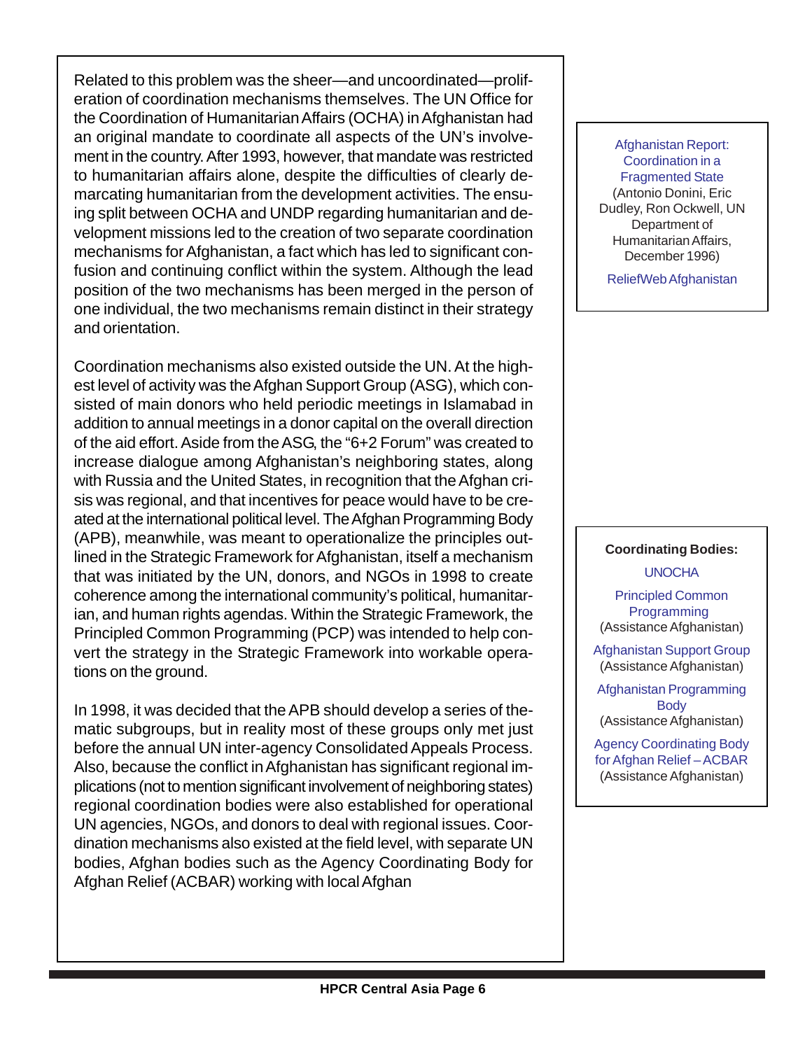Related to this problem was the sheer—and uncoordinated—proliferation of coordination mechanisms themselves. The UN Office for the Coordination of Humanitarian Affairs (OCHA) in Afghanistan had an original mandate to coordinate all aspects of the UN's involvement in the country. After 1993, however, that mandate was restricted to humanitarian affairs alone, despite the difficulties of clearly demarcating humanitarian from the development activities. The ensuing split between OCHA and UNDP regarding humanitarian and development missions led to the creation of two separate coordination mechanisms for Afghanistan, a fact which has led to significant confusion and continuing conflict within the system. Although the lead position of the two mechanisms has been merged in the person of one individual, the two mechanisms remain distinct in their strategy and orientation.

Coordination mechanisms also existed outside the UN. At the highest level of activity was the Afghan Support Group (ASG), which consisted of main donors who held periodic meetings in Islamabad in addition to annual meetings in a donor capital on the overall direction of the aid effort. Aside from the ASG, the "6+2 Forum" was created to increase dialogue among Afghanistan's neighboring states, along with Russia and the United States, in recognition that the Afghan crisis was regional, and that incentives for peace would have to be created at the international political level. The Afghan Programming Body (APB), meanwhile, was meant to operationalize the principles outlined in the Strategic Framework for Afghanistan, itself a mechanism that was initiated by the UN, donors, and NGOs in 1998 to create coherence among the international community's political, humanitarian, and human rights agendas. Within the Strategic Framework, the Principled Common Programming (PCP) was intended to help convert the strategy in the Strategic Framework into workable operations on the ground.

In 1998, it was decided that the APB should develop a series of thematic subgroups, but in reality most of these groups only met just before the annual UN inter-agency Consolidated Appeals Process. Also, because the conflict in Afghanistan has significant regional implications (not to mention significant involvement of neighboring states) regional coordination bodies were also established for operational UN agencies, NGOs, and donors to deal with regional issues. Coordination mechanisms also existed at the field level, with separate UN bodies, Afghan bodies such as the Agency Coordinating Body for Afghan Relief (ACBAR) working with local Afghan

Afghanistan Report: Coordination in a Fragmented State
(Antonio Donini, Eric Dudley, Ron Ockwell, UN Department of Humanitarian Affairs, December 1996)

ReliefWeb Afghanistan

**Coordinating Bodies:**

UNOCHA

Principled Common Programming
(Assistance Afghanistan)

Afghanistan Support Group
(Assistance Afghanistan)

Afghanistan Programming Body
(Assistance Afghanistan)

Agency Coordinating Body for Afghan Relief – ACBAR
(Assistance Afghanistan)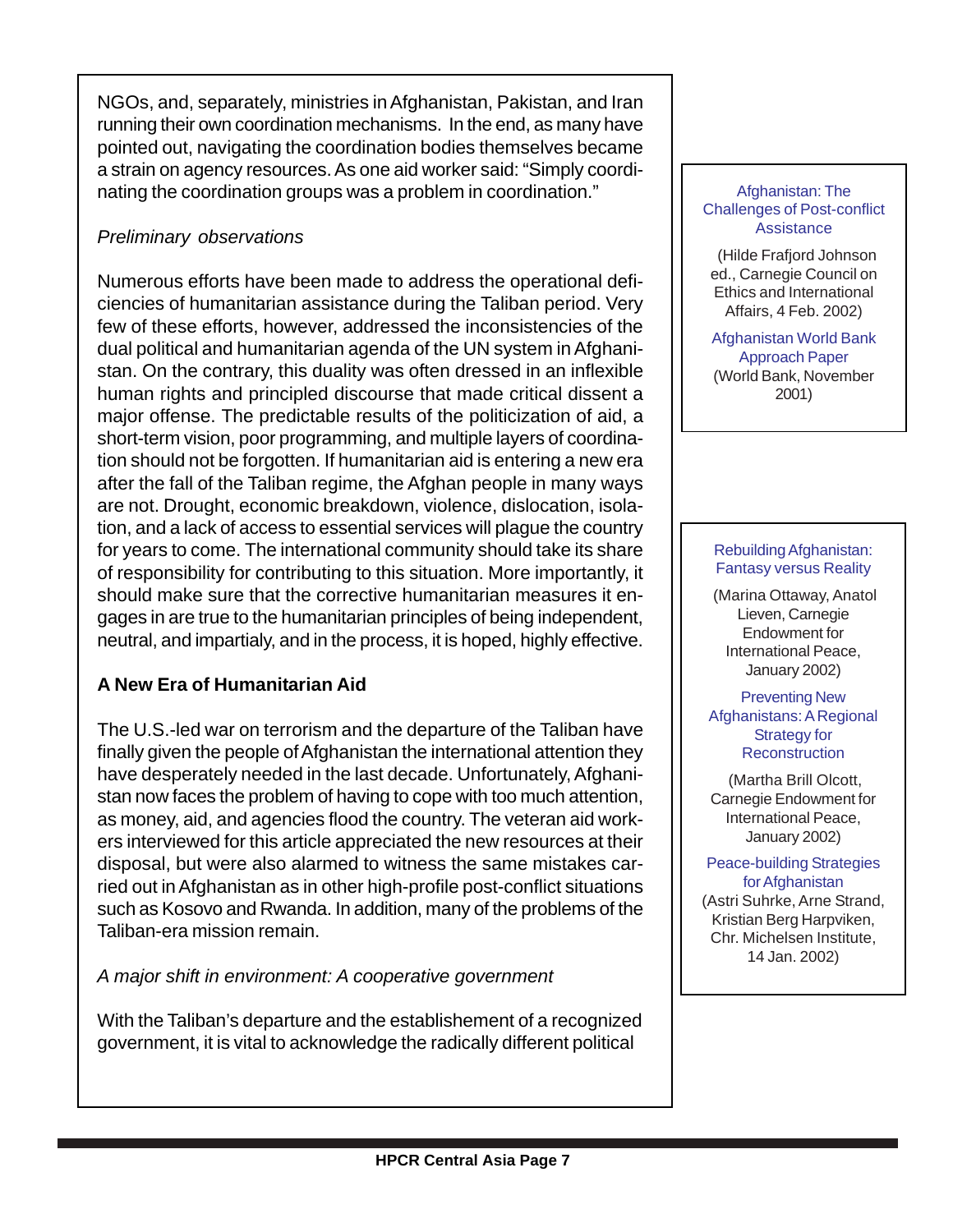NGOs, and, separately, ministries in Afghanistan, Pakistan, and Iran running their own coordination mechanisms. In the end, as many have pointed out, navigating the coordination bodies themselves became a strain on agency resources. As one aid worker said: "Simply coordinating the coordination groups was a problem in coordination."

*Preliminary observations*

Numerous efforts have been made to address the operational deficiencies of humanitarian assistance during the Taliban period. Very few of these efforts, however, addressed the inconsistencies of the dual political and humanitarian agenda of the UN system in Afghanistan. On the contrary, this duality was often dressed in an inflexible human rights and principled discourse that made critical dissent a major offense. The predictable results of the politicization of aid, a short-term vision, poor programming, and multiple layers of coordination should not be forgotten. If humanitarian aid is entering a new era after the fall of the Taliban regime, the Afghan people in many ways are not. Drought, economic breakdown, violence, dislocation, isolation, and a lack of access to essential services will plague the country for years to come. The international community should take its share of responsibility for contributing to this situation. More importantly, it should make sure that the corrective humanitarian measures it engages in are true to the humanitarian principles of being independent, neutral, and impartialy, and in the process, it is hoped, highly effective.

**A New Era of Humanitarian Aid**

The U.S.-led war on terrorism and the departure of the Taliban have finally given the people of Afghanistan the international attention they have desperately needed in the last decade. Unfortunately, Afghanistan now faces the problem of having to cope with too much attention, as money, aid, and agencies flood the country. The veteran aid workers interviewed for this article appreciated the new resources at their disposal, but were also alarmed to witness the same mistakes carried out in Afghanistan as in other high-profile post-conflict situations such as Kosovo and Rwanda. In addition, many of the problems of the Taliban-era mission remain.

*A major shift in environment: A cooperative government*

With the Taliban's departure and the establishement of a recognized government, it is vital to acknowledge the radically different political

---

Afghanistan: The Challenges of Post-conflict Assistance

(Hilde Frafjord Johnson ed., Carnegie Council on Ethics and International Affairs, 4 Feb. 2002)

Afghanistan World Bank Approach Paper

(World Bank, November 2001)

---

Rebuilding Afghanistan: Fantasy versus Reality

(Marina Ottaway, Anatol Lieven, Carnegie Endowment for International Peace, January 2002)

Preventing New Afghanistans: A Regional Strategy for Reconstruction

(Martha Brill Olcott, Carnegie Endowment for International Peace, January 2002)

Peace-building Strategies for Afghanistan

(Astri Suhrke, Arne Strand, Kristian Berg Harpviken, Chr. Michelsen Institute, 14 Jan. 2002)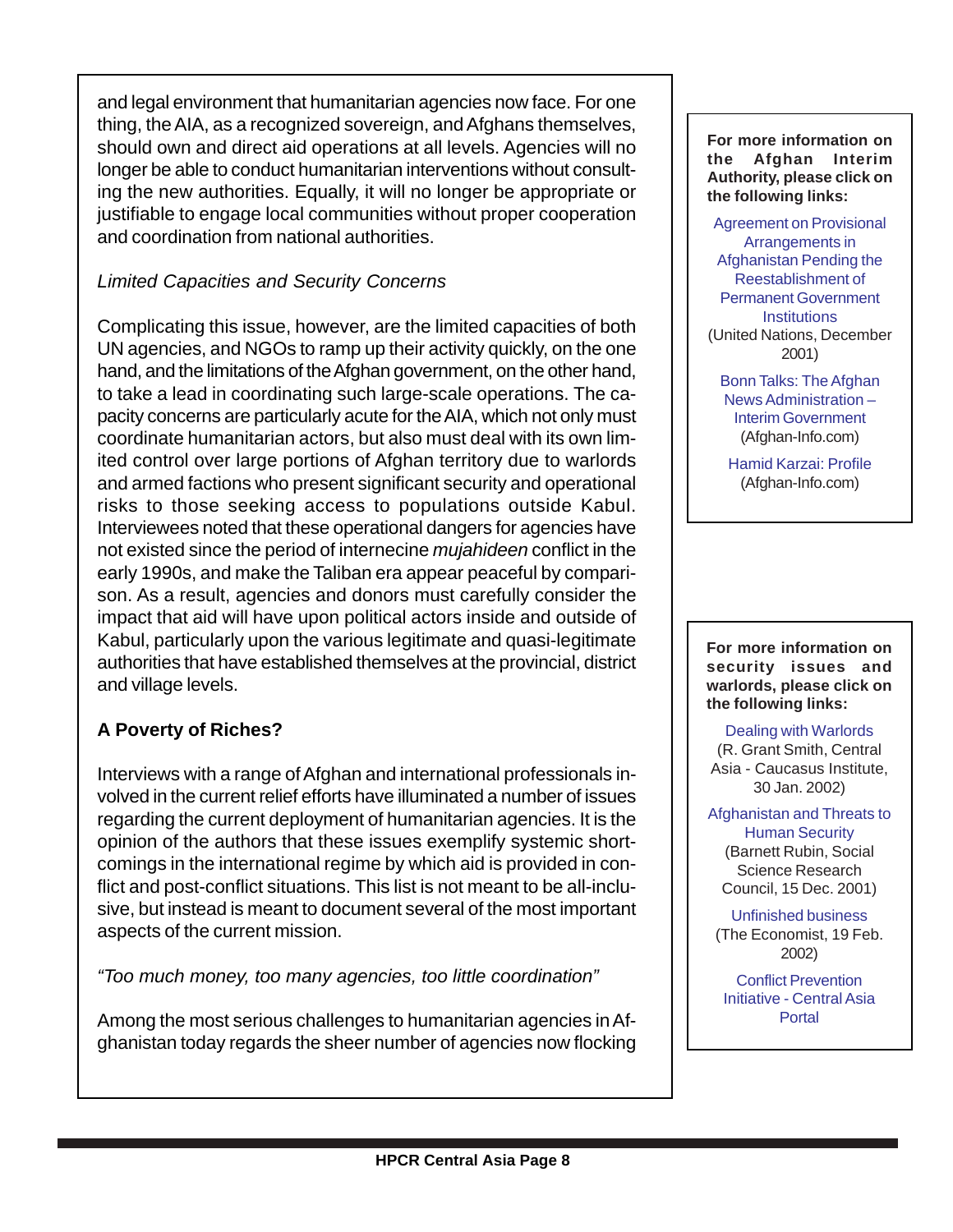and legal environment that humanitarian agencies now face. For one thing, the AIA, as a recognized sovereign, and Afghans themselves, should own and direct aid operations at all levels. Agencies will no longer be able to conduct humanitarian interventions without consulting the new authorities. Equally, it will no longer be appropriate or justifiable to engage local communities without proper cooperation and coordination from national authorities.

*Limited Capacities and Security Concerns*

Complicating this issue, however, are the limited capacities of both UN agencies, and NGOs to ramp up their activity quickly, on the one hand, and the limitations of the Afghan government, on the other hand, to take a lead in coordinating such large-scale operations. The capacity concerns are particularly acute for the AIA, which not only must coordinate humanitarian actors, but also must deal with its own limited control over large portions of Afghan territory due to warlords and armed factions who present significant security and operational risks to those seeking access to populations outside Kabul. Interviewees noted that these operational dangers for agencies have not existed since the period of internecine *mujahideen* conflict in the early 1990s, and make the Taliban era appear peaceful by comparison. As a result, agencies and donors must carefully consider the impact that aid will have upon political actors inside and outside of Kabul, particularly upon the various legitimate and quasi-legitimate authorities that have established themselves at the provincial, district and village levels.

### A Poverty of Riches?

Interviews with a range of Afghan and international professionals involved in the current relief efforts have illuminated a number of issues regarding the current deployment of humanitarian agencies. It is the opinion of the authors that these issues exemplify systemic shortcomings in the international regime by which aid is provided in conflict and post-conflict situations. This list is not meant to be all-inclusive, but instead is meant to document several of the most important aspects of the current mission.

*"Too much money, too many agencies, too little coordination"*

Among the most serious challenges to humanitarian agencies in Afghanistan today regards the sheer number of agencies now flocking

**For more information on the Afghan Interim Authority, please click on the following links:**

Agreement on Provisional Arrangements in Afghanistan Pending the Reestablishment of Permanent Government Institutions (United Nations, December 2001)

Bonn Talks: The Afghan News Administration – Interim Government (Afghan-Info.com)

Hamid Karzai: Profile (Afghan-Info.com)

**For more information on security issues and warlords, please click on the following links:**

Dealing with Warlords (R. Grant Smith, Central Asia - Caucasus Institute, 30 Jan. 2002)

Afghanistan and Threats to Human Security (Barnett Rubin, Social Science Research Council, 15 Dec. 2001)

Unfinished business (The Economist, 19 Feb. 2002)

Conflict Prevention Initiative - Central Asia Portal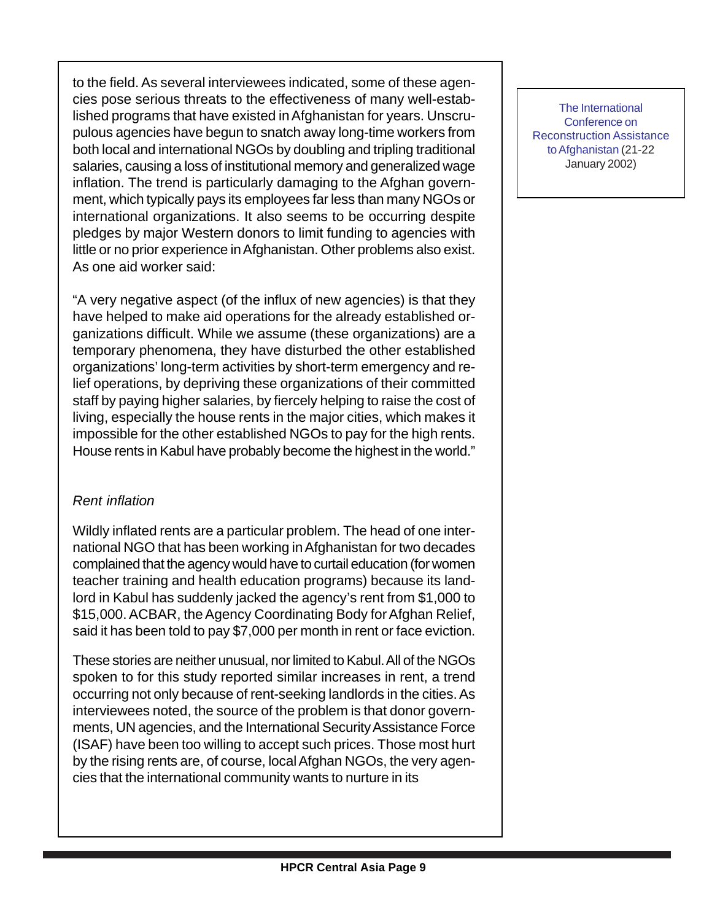to the field. As several interviewees indicated, some of these agencies pose serious threats to the effectiveness of many well-established programs that have existed in Afghanistan for years. Unscrupulous agencies have begun to snatch away long-time workers from both local and international NGOs by doubling and tripling traditional salaries, causing a loss of institutional memory and generalized wage inflation. The trend is particularly damaging to the Afghan government, which typically pays its employees far less than many NGOs or international organizations. It also seems to be occurring despite pledges by major Western donors to limit funding to agencies with little or no prior experience in Afghanistan. Other problems also exist. As one aid worker said:

"A very negative aspect (of the influx of new agencies) is that they have helped to make aid operations for the already established organizations difficult. While we assume (these organizations) are a temporary phenomena, they have disturbed the other established organizations' long-term activities by short-term emergency and relief operations, by depriving these organizations of their committed staff by paying higher salaries, by fiercely helping to raise the cost of living, especially the house rents in the major cities, which makes it impossible for the other established NGOs to pay for the high rents. House rents in Kabul have probably become the highest in the world."

*Rent inflation*

Wildly inflated rents are a particular problem. The head of one international NGO that has been working in Afghanistan for two decades complained that the agency would have to curtail education (for women teacher training and health education programs) because its landlord in Kabul has suddenly jacked the agency's rent from $1,000 to $15,000. ACBAR, the Agency Coordinating Body for Afghan Relief, said it has been told to pay $7,000 per month in rent or face eviction.

These stories are neither unusual, nor limited to Kabul. All of the NGOs spoken to for this study reported similar increases in rent, a trend occurring not only because of rent-seeking landlords in the cities. As interviewees noted, the source of the problem is that donor governments, UN agencies, and the International Security Assistance Force (ISAF) have been too willing to accept such prices. Those most hurt by the rising rents are, of course, local Afghan NGOs, the very agencies that the international community wants to nurture in its

The International Conference on Reconstruction Assistance to Afghanistan (21-22 January 2002)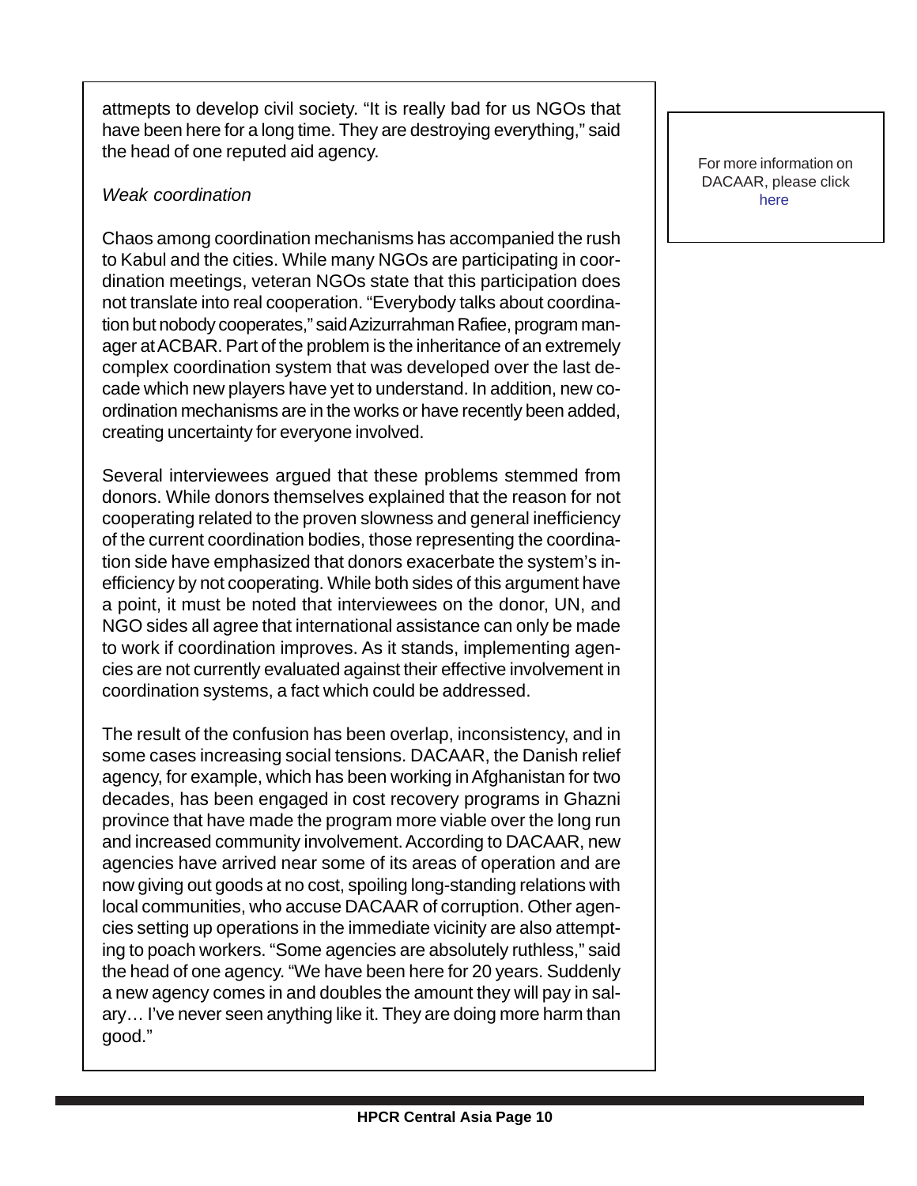attmepts to develop civil society. "It is really bad for us NGOs that have been here for a long time. They are destroying everything," said the head of one reputed aid agency.

*Weak coordination*

Chaos among coordination mechanisms has accompanied the rush to Kabul and the cities. While many NGOs are participating in coordination meetings, veteran NGOs state that this participation does not translate into real cooperation. "Everybody talks about coordination but nobody cooperates," said Azizurrahman Rafiee, program manager at ACBAR. Part of the problem is the inheritance of an extremely complex coordination system that was developed over the last decade which new players have yet to understand. In addition, new coordination mechanisms are in the works or have recently been added, creating uncertainty for everyone involved.

Several interviewees argued that these problems stemmed from donors. While donors themselves explained that the reason for not cooperating related to the proven slowness and general inefficiency of the current coordination bodies, those representing the coordination side have emphasized that donors exacerbate the system's inefficiency by not cooperating. While both sides of this argument have a point, it must be noted that interviewees on the donor, UN, and NGO sides all agree that international assistance can only be made to work if coordination improves. As it stands, implementing agencies are not currently evaluated against their effective involvement in coordination systems, a fact which could be addressed.

The result of the confusion has been overlap, inconsistency, and in some cases increasing social tensions. DACAAR, the Danish relief agency, for example, which has been working in Afghanistan for two decades, has been engaged in cost recovery programs in Ghazni province that have made the program more viable over the long run and increased community involvement. According to DACAAR, new agencies have arrived near some of its areas of operation and are now giving out goods at no cost, spoiling long-standing relations with local communities, who accuse DACAAR of corruption. Other agencies setting up operations in the immediate vicinity are also attempting to poach workers. "Some agencies are absolutely ruthless," said the head of one agency. "We have been here for 20 years. Suddenly a new agency comes in and doubles the amount they will pay in salary… I've never seen anything like it. They are doing more harm than good."

For more information on DACAAR, please click here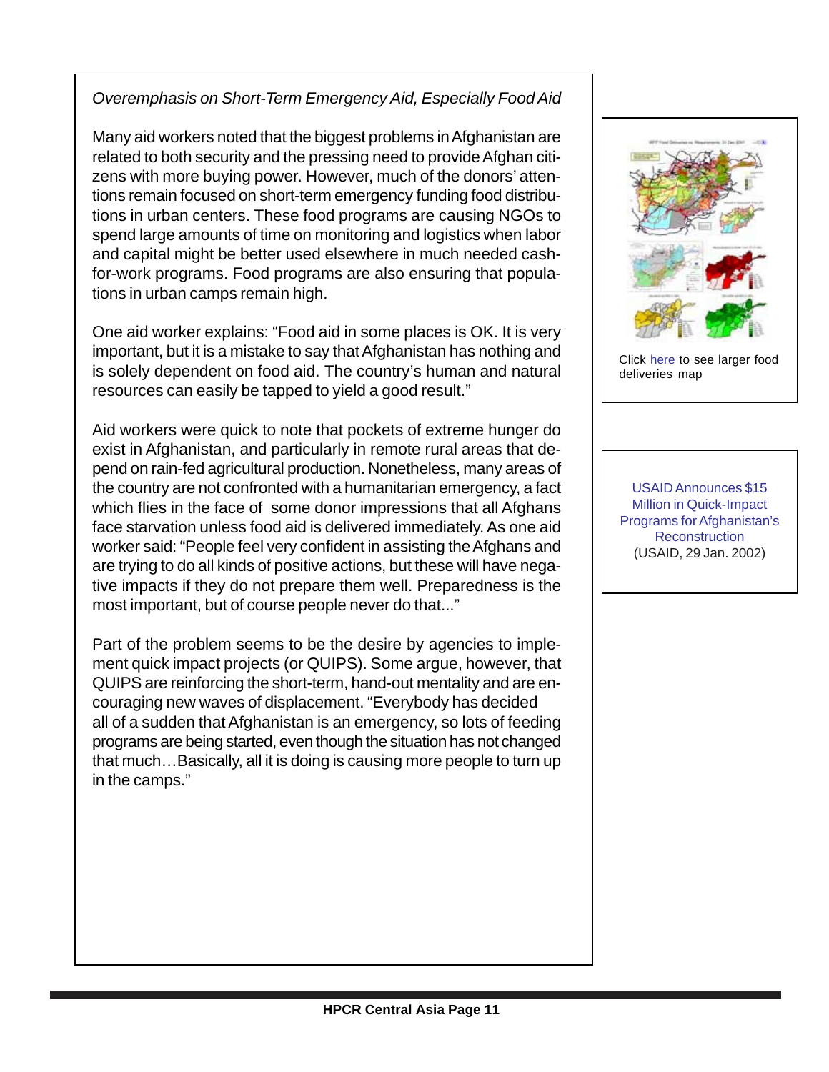*Overemphasis on Short-Term Emergency Aid, Especially Food Aid*

Many aid workers noted that the biggest problems in Afghanistan are related to both security and the pressing need to provide Afghan citizens with more buying power. However, much of the donors' attentions remain focused on short-term emergency funding food distributions in urban centers. These food programs are causing NGOs to spend large amounts of time on monitoring and logistics when labor and capital might be better used elsewhere in much needed cash-for-work programs. Food programs are also ensuring that populations in urban camps remain high.

One aid worker explains: "Food aid in some places is OK. It is very important, but it is a mistake to say that Afghanistan has nothing and is solely dependent on food aid. The country's human and natural resources can easily be tapped to yield a good result."

Aid workers were quick to note that pockets of extreme hunger do exist in Afghanistan, and particularly in remote rural areas that depend on rain-fed agricultural production. Nonetheless, many areas of the country are not confronted with a humanitarian emergency, a fact which flies in the face of some donor impressions that all Afghans face starvation unless food aid is delivered immediately. As one aid worker said: "People feel very confident in assisting the Afghans and are trying to do all kinds of positive actions, but these will have negative impacts if they do not prepare them well. Preparedness is the most important, but of course people never do that..."

Part of the problem seems to be the desire by agencies to implement quick impact projects (or QUIPS). Some argue, however, that QUIPS are reinforcing the short-term, hand-out mentality and are encouraging new waves of displacement. "Everybody has decided all of a sudden that Afghanistan is an emergency, so lots of feeding programs are being started, even though the situation has not changed that much…Basically, all it is doing is causing more people to turn up in the camps."

Click here to see larger food deliveries map

USAID Announces $15 Million in Quick-Impact Programs for Afghanistan's Reconstruction (USAID, 29 Jan. 2002)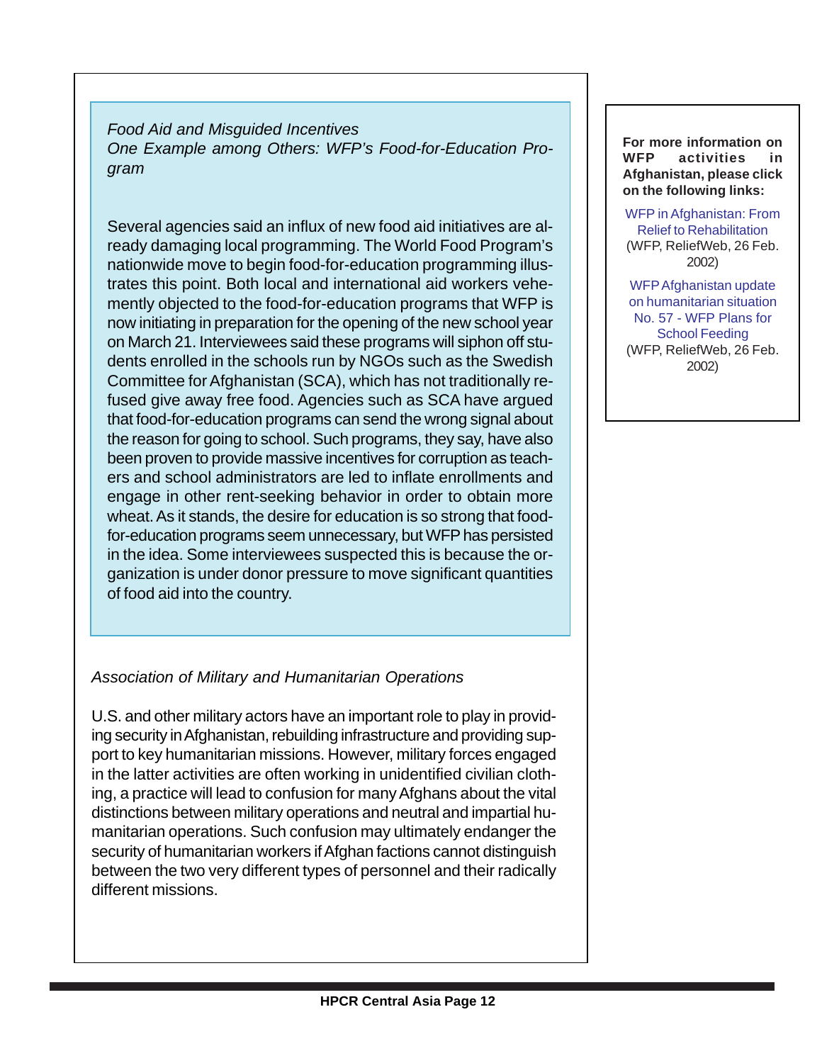*Food Aid and Misguided Incentives*
*One Example among Others: WFP's Food-for-Education Program*

Several agencies said an influx of new food aid initiatives are already damaging local programming. The World Food Program's nationwide move to begin food-for-education programming illustrates this point. Both local and international aid workers vehemently objected to the food-for-education programs that WFP is now initiating in preparation for the opening of the new school year on March 21. Interviewees said these programs will siphon off students enrolled in the schools run by NGOs such as the Swedish Committee for Afghanistan (SCA), which has not traditionally refused give away free food. Agencies such as SCA have argued that food-for-education programs can send the wrong signal about the reason for going to school. Such programs, they say, have also been proven to provide massive incentives for corruption as teachers and school administrators are led to inflate enrollments and engage in other rent-seeking behavior in order to obtain more wheat. As it stands, the desire for education is so strong that food-for-education programs seem unnecessary, but WFP has persisted in the idea. Some interviewees suspected this is because the organization is under donor pressure to move significant quantities of food aid into the country.

*Association of Military and Humanitarian Operations*

U.S. and other military actors have an important role to play in providing security in Afghanistan, rebuilding infrastructure and providing support to key humanitarian missions. However, military forces engaged in the latter activities are often working in unidentified civilian clothing, a practice will lead to confusion for many Afghans about the vital distinctions between military operations and neutral and impartial humanitarian operations. Such confusion may ultimately endanger the security of humanitarian workers if Afghan factions cannot distinguish between the two very different types of personnel and their radically different missions.

**For more information on WFP activities in Afghanistan, please click on the following links:**

WFP in Afghanistan: From Relief to Rehabilitation (WFP, ReliefWeb, 26 Feb. 2002)

WFP Afghanistan update on humanitarian situation No. 57 - WFP Plans for School Feeding (WFP, ReliefWeb, 26 Feb. 2002)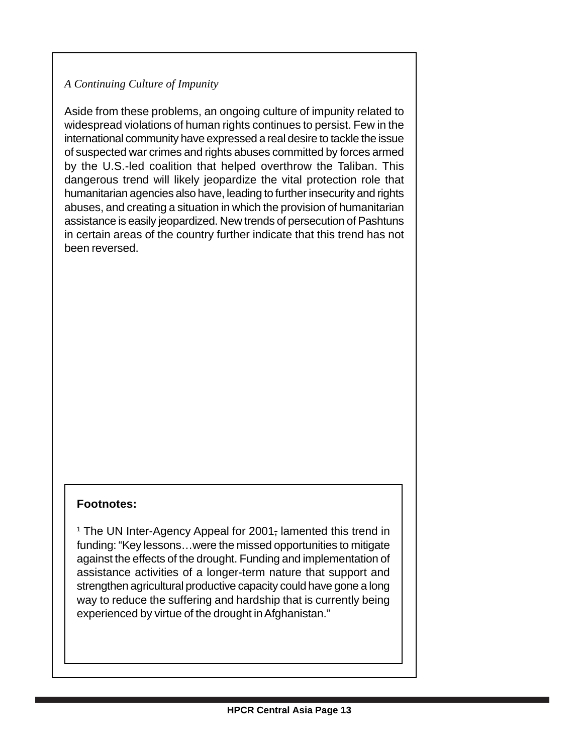*A Continuing Culture of Impunity*

Aside from these problems, an ongoing culture of impunity related to widespread violations of human rights continues to persist. Few in the international community have expressed a real desire to tackle the issue of suspected war crimes and rights abuses committed by forces armed by the U.S.-led coalition that helped overthrow the Taliban. This dangerous trend will likely jeopardize the vital protection role that humanitarian agencies also have, leading to further insecurity and rights abuses, and creating a situation in which the provision of humanitarian assistance is easily jeopardized. New trends of persecution of Pashtuns in certain areas of the country further indicate that this trend has not been reversed.

**Footnotes:**

[1] The UN Inter-Agency Appeal for 2001, lamented this trend in funding: "Key lessons…were the missed opportunities to mitigate against the effects of the drought. Funding and implementation of assistance activities of a longer-term nature that support and strengthen agricultural productive capacity could have gone a long way to reduce the suffering and hardship that is currently being experienced by virtue of the drought in Afghanistan."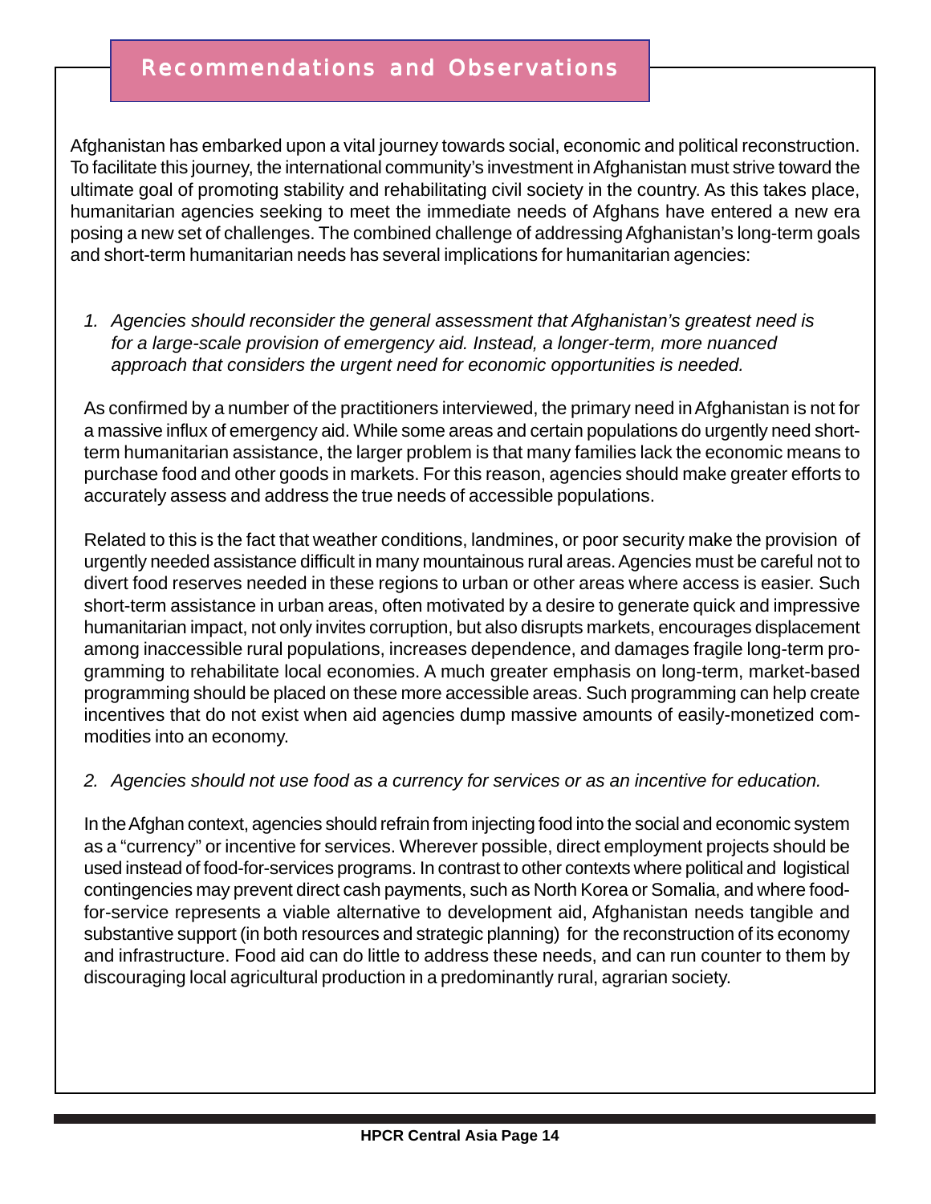## Recommendations and Observations

Afghanistan has embarked upon a vital journey towards social, economic and political reconstruction. To facilitate this journey, the international community's investment in Afghanistan must strive toward the ultimate goal of promoting stability and rehabilitating civil society in the country. As this takes place, humanitarian agencies seeking to meet the immediate needs of Afghans have entered a new era posing a new set of challenges. The combined challenge of addressing Afghanistan's long-term goals and short-term humanitarian needs has several implications for humanitarian agencies:

*1. Agencies should reconsider the general assessment that Afghanistan's greatest need is for a large-scale provision of emergency aid. Instead, a longer-term, more nuanced approach that considers the urgent need for economic opportunities is needed.*

As confirmed by a number of the practitioners interviewed, the primary need in Afghanistan is not for a massive influx of emergency aid. While some areas and certain populations do urgently need short-term humanitarian assistance, the larger problem is that many families lack the economic means to purchase food and other goods in markets. For this reason, agencies should make greater efforts to accurately assess and address the true needs of accessible populations.

Related to this is the fact that weather conditions, landmines, or poor security make the provision of urgently needed assistance difficult in many mountainous rural areas. Agencies must be careful not to divert food reserves needed in these regions to urban or other areas where access is easier. Such short-term assistance in urban areas, often motivated by a desire to generate quick and impressive humanitarian impact, not only invites corruption, but also disrupts markets, encourages displacement among inaccessible rural populations, increases dependence, and damages fragile long-term programming to rehabilitate local economies. A much greater emphasis on long-term, market-based programming should be placed on these more accessible areas. Such programming can help create incentives that do not exist when aid agencies dump massive amounts of easily-monetized commodities into an economy.

*2. Agencies should not use food as a currency for services or as an incentive for education.*

In the Afghan context, agencies should refrain from injecting food into the social and economic system as a "currency" or incentive for services. Wherever possible, direct employment projects should be used instead of food-for-services programs. In contrast to other contexts where political and logistical contingencies may prevent direct cash payments, such as North Korea or Somalia, and where food-for-service represents a viable alternative to development aid, Afghanistan needs tangible and substantive support (in both resources and strategic planning) for the reconstruction of its economy and infrastructure. Food aid can do little to address these needs, and can run counter to them by discouraging local agricultural production in a predominantly rural, agrarian society.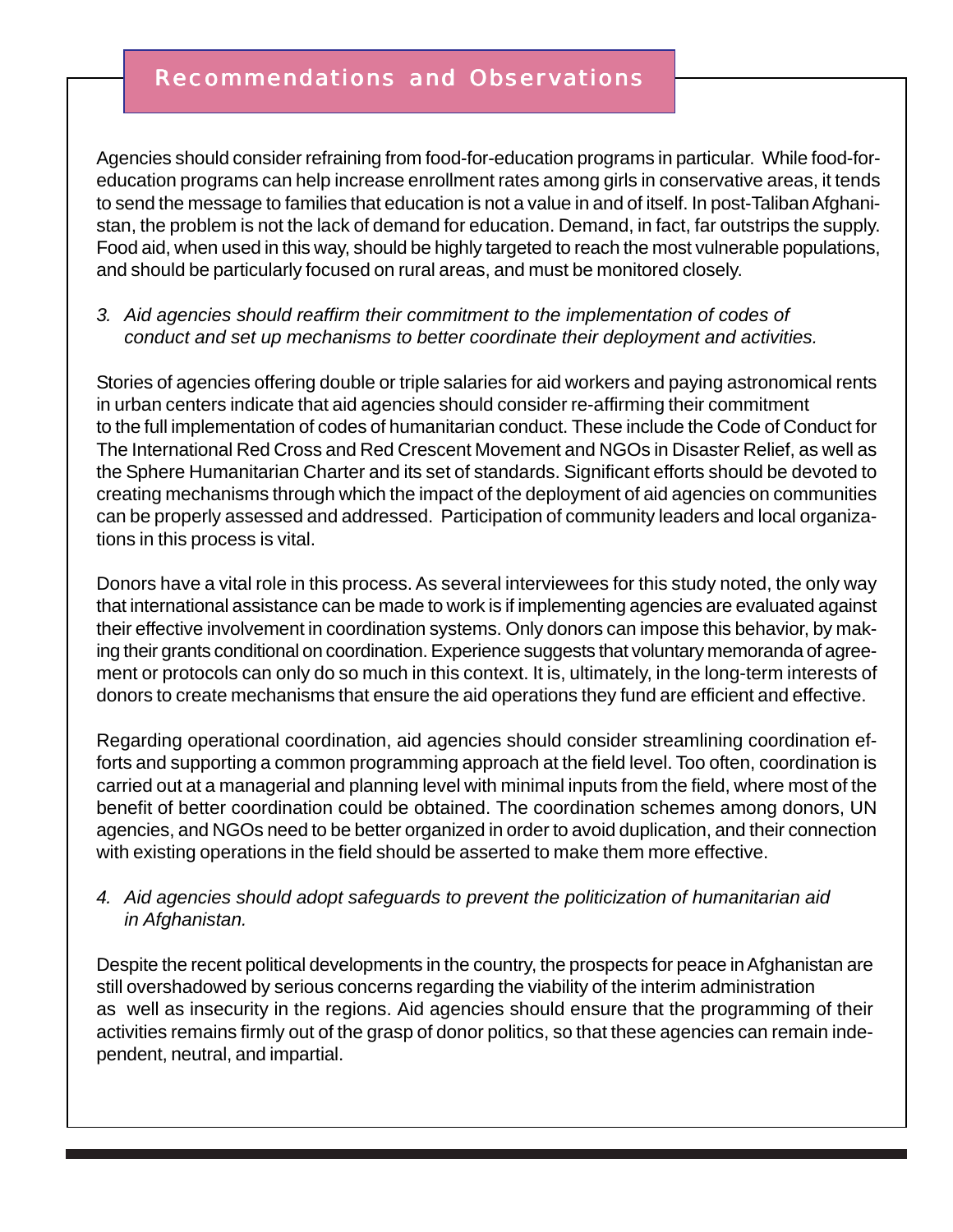## Recommendations and Observations

Agencies should consider refraining from food-for-education programs in particular. While food-for-education programs can help increase enrollment rates among girls in conservative areas, it tends to send the message to families that education is not a value in and of itself. In post-Taliban Afghanistan, the problem is not the lack of demand for education. Demand, in fact, far outstrips the supply. Food aid, when used in this way, should be highly targeted to reach the most vulnerable populations, and should be particularly focused on rural areas, and must be monitored closely.

*3. Aid agencies should reaffirm their commitment to the implementation of codes of conduct and set up mechanisms to better coordinate their deployment and activities.*

Stories of agencies offering double or triple salaries for aid workers and paying astronomical rents in urban centers indicate that aid agencies should consider re-affirming their commitment to the full implementation of codes of humanitarian conduct. These include the Code of Conduct for The International Red Cross and Red Crescent Movement and NGOs in Disaster Relief, as well as the Sphere Humanitarian Charter and its set of standards. Significant efforts should be devoted to creating mechanisms through which the impact of the deployment of aid agencies on communities can be properly assessed and addressed. Participation of community leaders and local organizations in this process is vital.

Donors have a vital role in this process. As several interviewees for this study noted, the only way that international assistance can be made to work is if implementing agencies are evaluated against their effective involvement in coordination systems. Only donors can impose this behavior, by making their grants conditional on coordination. Experience suggests that voluntary memoranda of agreement or protocols can only do so much in this context. It is, ultimately, in the long-term interests of donors to create mechanisms that ensure the aid operations they fund are efficient and effective.

Regarding operational coordination, aid agencies should consider streamlining coordination efforts and supporting a common programming approach at the field level. Too often, coordination is carried out at a managerial and planning level with minimal inputs from the field, where most of the benefit of better coordination could be obtained. The coordination schemes among donors, UN agencies, and NGOs need to be better organized in order to avoid duplication, and their connection with existing operations in the field should be asserted to make them more effective.

*4. Aid agencies should adopt safeguards to prevent the politicization of humanitarian aid in Afghanistan.*

Despite the recent political developments in the country, the prospects for peace in Afghanistan are still overshadowed by serious concerns regarding the viability of the interim administration as well as insecurity in the regions. Aid agencies should ensure that the programming of their activities remains firmly out of the grasp of donor politics, so that these agencies can remain independent, neutral, and impartial.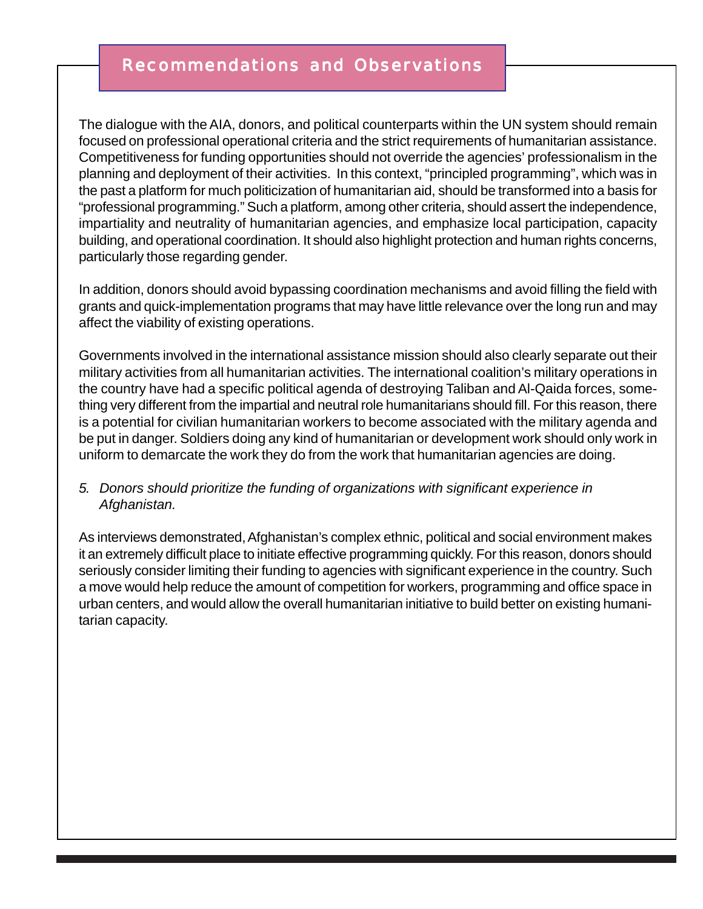## Recommendations and Observations

The dialogue with the AIA, donors, and political counterparts within the UN system should remain focused on professional operational criteria and the strict requirements of humanitarian assistance. Competitiveness for funding opportunities should not override the agencies' professionalism in the planning and deployment of their activities. In this context, "principled programming", which was in the past a platform for much politicization of humanitarian aid, should be transformed into a basis for "professional programming." Such a platform, among other criteria, should assert the independence, impartiality and neutrality of humanitarian agencies, and emphasize local participation, capacity building, and operational coordination. It should also highlight protection and human rights concerns, particularly those regarding gender.

In addition, donors should avoid bypassing coordination mechanisms and avoid filling the field with grants and quick-implementation programs that may have little relevance over the long run and may affect the viability of existing operations.

Governments involved in the international assistance mission should also clearly separate out their military activities from all humanitarian activities. The international coalition's military operations in the country have had a specific political agenda of destroying Taliban and Al-Qaida forces, something very different from the impartial and neutral role humanitarians should fill. For this reason, there is a potential for civilian humanitarian workers to become associated with the military agenda and be put in danger. Soldiers doing any kind of humanitarian or development work should only work in uniform to demarcate the work they do from the work that humanitarian agencies are doing.

5. *Donors should prioritize the funding of organizations with significant experience in Afghanistan.*

As interviews demonstrated, Afghanistan's complex ethnic, political and social environment makes it an extremely difficult place to initiate effective programming quickly. For this reason, donors should seriously consider limiting their funding to agencies with significant experience in the country. Such a move would help reduce the amount of competition for workers, programming and office space in urban centers, and would allow the overall humanitarian initiative to build better on existing humanitarian capacity.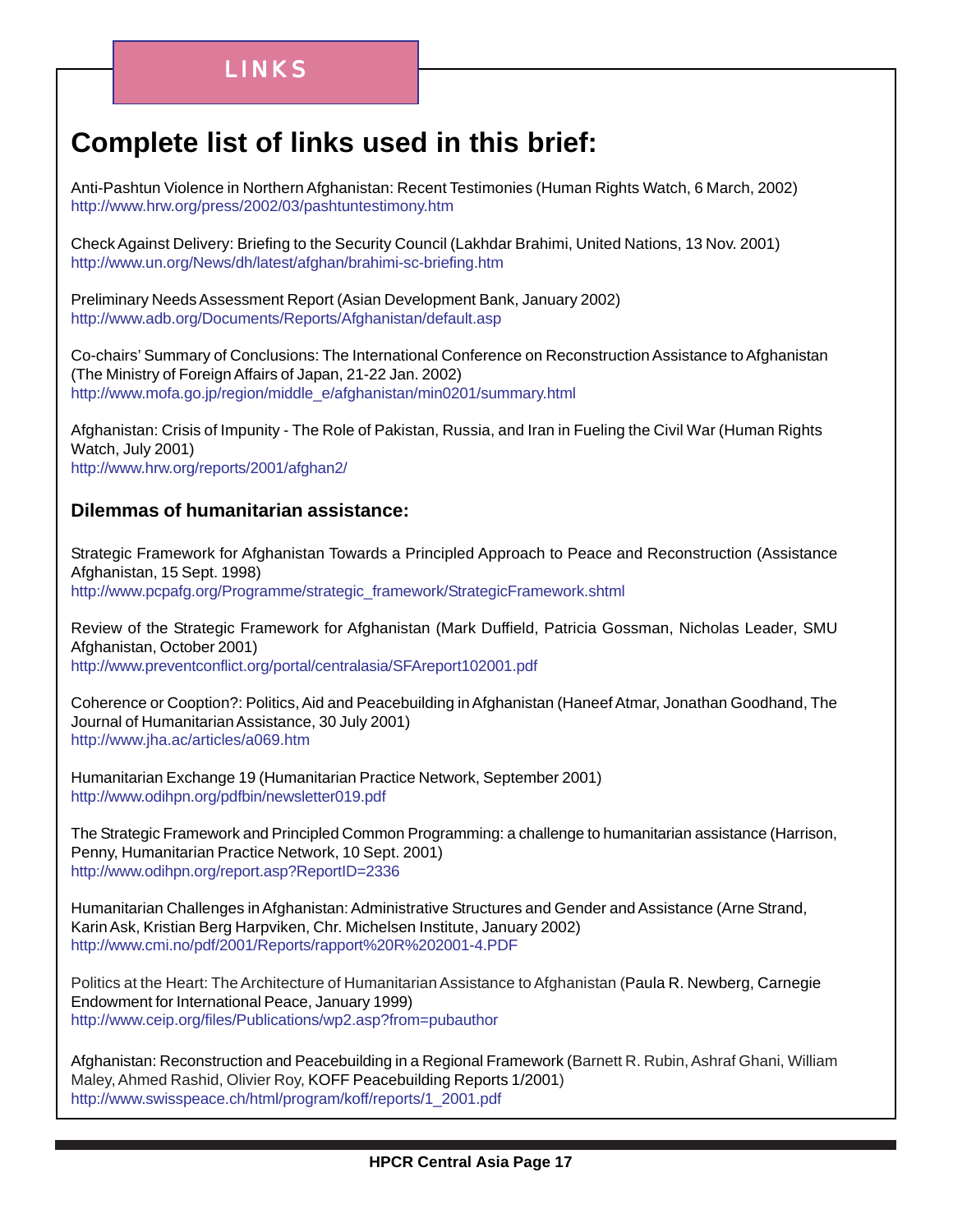LINKS

# Complete list of links used in this brief:

Anti-Pashtun Violence in Northern Afghanistan: Recent Testimonies (Human Rights Watch, 6 March, 2002)
http://www.hrw.org/press/2002/03/pashtuntestimony.htm

Check Against Delivery: Briefing to the Security Council (Lakhdar Brahimi, United Nations, 13 Nov. 2001)
http://www.un.org/News/dh/latest/afghan/brahimi-sc-briefing.htm

Preliminary Needs Assessment Report (Asian Development Bank, January 2002)
http://www.adb.org/Documents/Reports/Afghanistan/default.asp

Co-chairs' Summary of Conclusions: The International Conference on Reconstruction Assistance to Afghanistan (The Ministry of Foreign Affairs of Japan, 21-22 Jan. 2002)
http://www.mofa.go.jp/region/middle_e/afghanistan/min0201/summary.html

Afghanistan: Crisis of Impunity - The Role of Pakistan, Russia, and Iran in Fueling the Civil War (Human Rights Watch, July 2001)
http://www.hrw.org/reports/2001/afghan2/

### Dilemmas of humanitarian assistance:

Strategic Framework for Afghanistan Towards a Principled Approach to Peace and Reconstruction (Assistance Afghanistan, 15 Sept. 1998)
http://www.pcpafg.org/Programme/strategic_framework/StrategicFramework.shtml

Review of the Strategic Framework for Afghanistan (Mark Duffield, Patricia Gossman, Nicholas Leader, SMU Afghanistan, October 2001)
http://www.preventconflict.org/portal/centralasia/SFAreport102001.pdf

Coherence or Cooption?: Politics, Aid and Peacebuilding in Afghanistan (Haneef Atmar, Jonathan Goodhand, The Journal of Humanitarian Assistance, 30 July 2001)
http://www.jha.ac/articles/a069.htm

Humanitarian Exchange 19 (Humanitarian Practice Network, September 2001)
http://www.odihpn.org/pdfbin/newsletter019.pdf

The Strategic Framework and Principled Common Programming: a challenge to humanitarian assistance (Harrison, Penny, Humanitarian Practice Network, 10 Sept. 2001)
http://www.odihpn.org/report.asp?ReportID=2336

Humanitarian Challenges in Afghanistan: Administrative Structures and Gender and Assistance (Arne Strand, Karin Ask, Kristian Berg Harpviken, Chr. Michelsen Institute, January 2002)
http://www.cmi.no/pdf/2001/Reports/rapport%20R%202001-4.PDF

Politics at the Heart: The Architecture of Humanitarian Assistance to Afghanistan (Paula R. Newberg, Carnegie Endowment for International Peace, January 1999)
http://www.ceip.org/files/Publications/wp2.asp?from=pubauthor

Afghanistan: Reconstruction and Peacebuilding in a Regional Framework (Barnett R. Rubin, Ashraf Ghani, William Maley, Ahmed Rashid, Olivier Roy, KOFF Peacebuilding Reports 1/2001)
http://www.swisspeace.ch/html/program/koff/reports/1_2001.pdf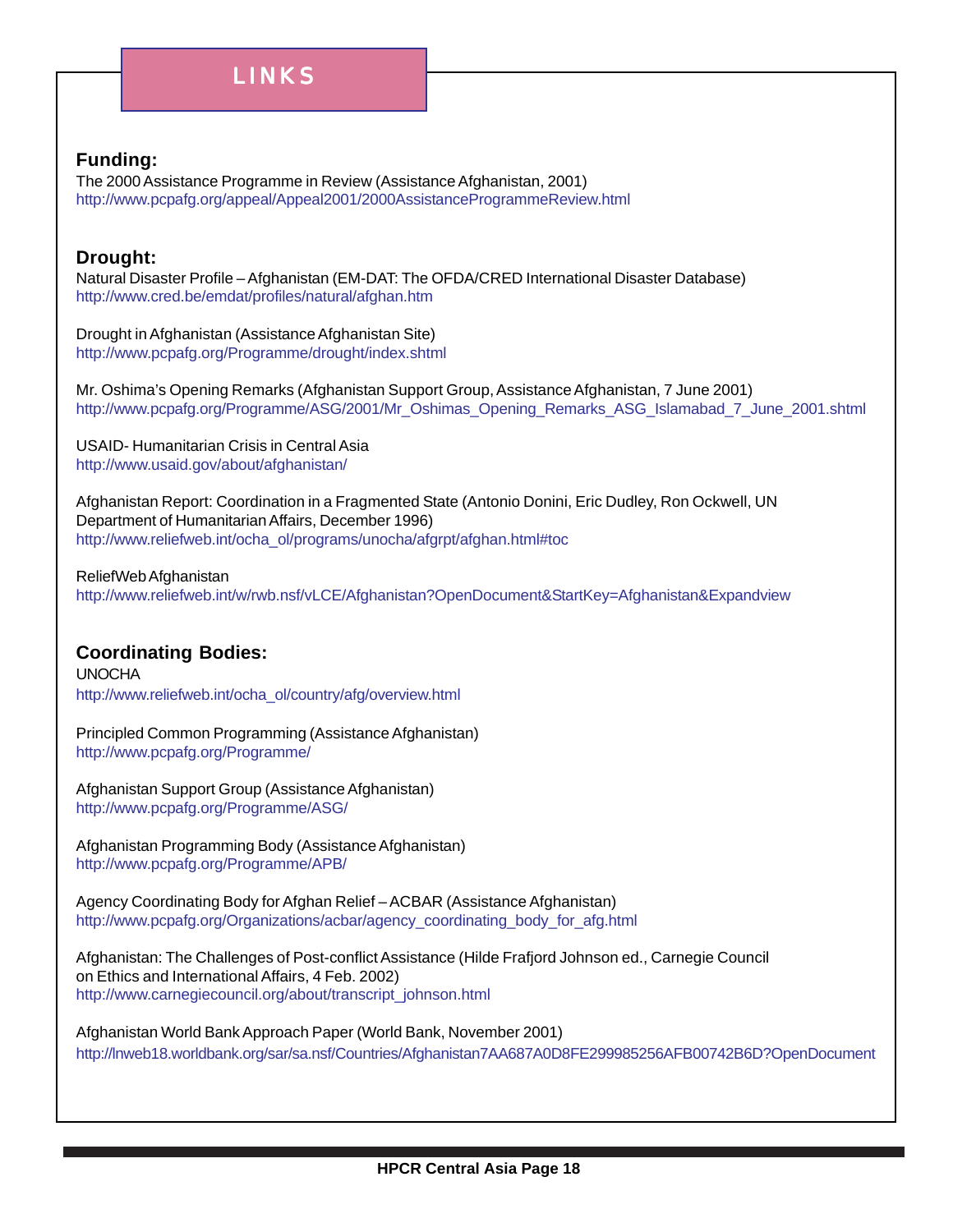# LINKS

## Funding:

The 2000 Assistance Programme in Review (Assistance Afghanistan, 2001)
http://www.pcpafg.org/appeal/Appeal2001/2000AssistanceProgrammeReview.html

## Drought:

Natural Disaster Profile – Afghanistan (EM-DAT: The OFDA/CRED International Disaster Database)
http://www.cred.be/emdat/profiles/natural/afghan.htm

Drought in Afghanistan (Assistance Afghanistan Site)
http://www.pcpafg.org/Programme/drought/index.shtml

Mr. Oshima's Opening Remarks (Afghanistan Support Group, Assistance Afghanistan, 7 June 2001)
http://www.pcpafg.org/Programme/ASG/2001/Mr_Oshimas_Opening_Remarks_ASG_Islamabad_7_June_2001.shtml

USAID- Humanitarian Crisis in Central Asia
http://www.usaid.gov/about/afghanistan/

Afghanistan Report: Coordination in a Fragmented State (Antonio Donini, Eric Dudley, Ron Ockwell, UN Department of Humanitarian Affairs, December 1996)
http://www.reliefweb.int/ocha_ol/programs/unocha/afgrpt/afghan.html#toc

ReliefWeb Afghanistan
http://www.reliefweb.int/w/rwb.nsf/vLCE/Afghanistan?OpenDocument&StartKey=Afghanistan&Expandview

## Coordinating Bodies:

UNOCHA
http://www.reliefweb.int/ocha_ol/country/afg/overview.html

Principled Common Programming (Assistance Afghanistan)
http://www.pcpafg.org/Programme/

Afghanistan Support Group (Assistance Afghanistan)
http://www.pcpafg.org/Programme/ASG/

Afghanistan Programming Body (Assistance Afghanistan)
http://www.pcpafg.org/Programme/APB/

Agency Coordinating Body for Afghan Relief – ACBAR (Assistance Afghanistan)
http://www.pcpafg.org/Organizations/acbar/agency_coordinating_body_for_afg.html

Afghanistan: The Challenges of Post-conflict Assistance (Hilde Frafjord Johnson ed., Carnegie Council on Ethics and International Affairs, 4 Feb. 2002)
http://www.carnegiecouncil.org/about/transcript_johnson.html

Afghanistan World Bank Approach Paper (World Bank, November 2001)
http://lnweb18.worldbank.org/sar/sa.nsf/Countries/Afghanistan7AA687A0D8FE299985256AFB00742B6D?OpenDocument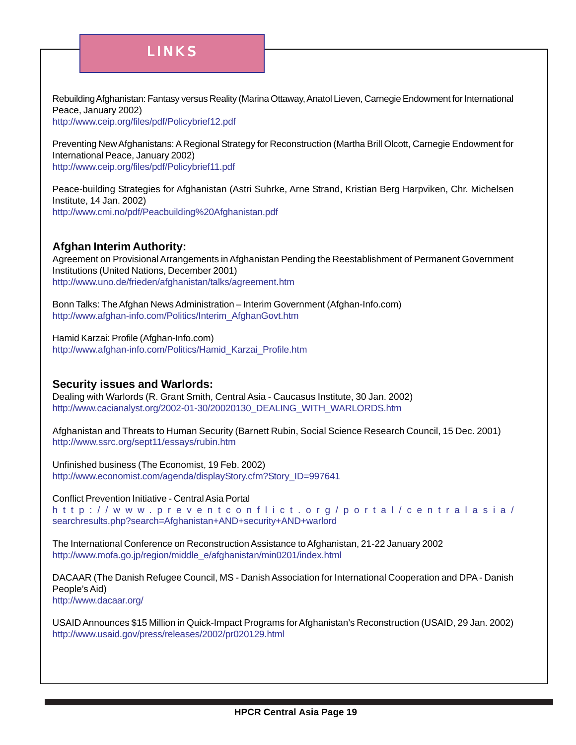# LINKS

Rebuilding Afghanistan: Fantasy versus Reality (Marina Ottaway, Anatol Lieven, Carnegie Endowment for International Peace, January 2002)
http://www.ceip.org/files/pdf/Policybrief12.pdf

Preventing New Afghanistans: A Regional Strategy for Reconstruction (Martha Brill Olcott, Carnegie Endowment for International Peace, January 2002)
http://www.ceip.org/files/pdf/Policybrief11.pdf

Peace-building Strategies for Afghanistan (Astri Suhrke, Arne Strand, Kristian Berg Harpviken, Chr. Michelsen Institute, 14 Jan. 2002)
http://www.cmi.no/pdf/Peacbuilding%20Afghanistan.pdf

### Afghan Interim Authority:

Agreement on Provisional Arrangements in Afghanistan Pending the Reestablishment of Permanent Government Institutions (United Nations, December 2001)
http://www.uno.de/frieden/afghanistan/talks/agreement.htm

Bonn Talks: The Afghan News Administration – Interim Government (Afghan-Info.com)
http://www.afghan-info.com/Politics/Interim_AfghanGovt.htm

Hamid Karzai: Profile (Afghan-Info.com)
http://www.afghan-info.com/Politics/Hamid_Karzai_Profile.htm

### Security issues and Warlords:

Dealing with Warlords (R. Grant Smith, Central Asia - Caucasus Institute, 30 Jan. 2002)
http://www.cacianalyst.org/2002-01-30/20020130_DEALING_WITH_WARLORDS.htm

Afghanistan and Threats to Human Security (Barnett Rubin, Social Science Research Council, 15 Dec. 2001)
http://www.ssrc.org/sept11/essays/rubin.htm

Unfinished business (The Economist, 19 Feb. 2002)
http://www.economist.com/agenda/displayStory.cfm?Story_ID=997641

Conflict Prevention Initiative - Central Asia Portal
http://www.preventconflict.org/portal/centralasia/searchresults.php?search=Afghanistan+AND+security+AND+warlord

The International Conference on Reconstruction Assistance to Afghanistan, 21-22 January 2002
http://www.mofa.go.jp/region/middle_e/afghanistan/min0201/index.html

DACAAR (The Danish Refugee Council, MS - Danish Association for International Cooperation and DPA - Danish People's Aid)
http://www.dacaar.org/

USAID Announces $15 Million in Quick-Impact Programs for Afghanistan's Reconstruction (USAID, 29 Jan. 2002)
http://www.usaid.gov/press/releases/2002/pr020129.html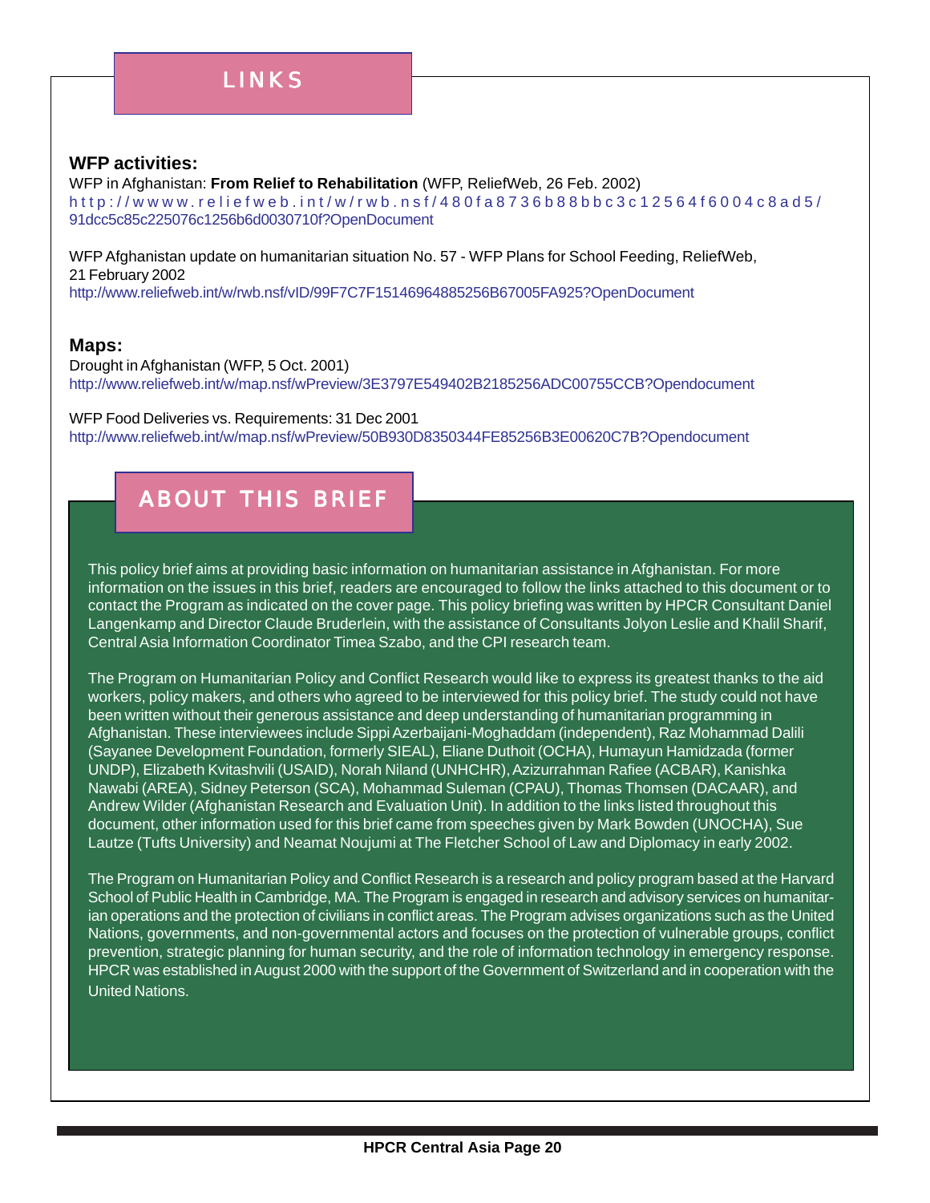## LINKS

### WFP activities:

WFP in Afghanistan: **From Relief to Rehabilitation** (WFP, ReliefWeb, 26 Feb. 2002)
http://wwww.reliefweb.int/w/rwb.nsf/480fa8736b88bbc3c12564f6004c8ad5/91dcc5c85c225076c1256b6d0030710f?OpenDocument

WFP Afghanistan update on humanitarian situation No. 57 - WFP Plans for School Feeding, ReliefWeb, 21 February 2002
http://www.reliefweb.int/w/rwb.nsf/vID/99F7C7F15146964885256B67005FA925?OpenDocument

### Maps:

Drought in Afghanistan (WFP, 5 Oct. 2001)
http://www.reliefweb.int/w/map.nsf/wPreview/3E3797E549402B2185256ADC00755CCB?Opendocument

WFP Food Deliveries vs. Requirements: 31 Dec 2001
http://www.reliefweb.int/w/map.nsf/wPreview/50B930D8350344FE85256B3E00620C7B?Opendocument

## ABOUT THIS BRIEF

This policy brief aims at providing basic information on humanitarian assistance in Afghanistan. For more information on the issues in this brief, readers are encouraged to follow the links attached to this document or to contact the Program as indicated on the cover page. This policy briefing was written by HPCR Consultant Daniel Langenkamp and Director Claude Bruderlein, with the assistance of Consultants Jolyon Leslie and Khalil Sharif, Central Asia Information Coordinator Timea Szabo, and the CPI research team.

The Program on Humanitarian Policy and Conflict Research would like to express its greatest thanks to the aid workers, policy makers, and others who agreed to be interviewed for this policy brief. The study could not have been written without their generous assistance and deep understanding of humanitarian programming in Afghanistan. These interviewees include Sippi Azerbaijani-Moghaddam (independent), Raz Mohammad Dalili (Sayanee Development Foundation, formerly SIEAL), Eliane Duthoit (OCHA), Humayun Hamidzada (former UNDP), Elizabeth Kvitashvili (USAID), Norah Niland (UNHCHR), Azizurrahman Rafiee (ACBAR), Kanishka Nawabi (AREA), Sidney Peterson (SCA), Mohammad Suleman (CPAU), Thomas Thomsen (DACAAR), and Andrew Wilder (Afghanistan Research and Evaluation Unit). In addition to the links listed throughout this document, other information used for this brief came from speeches given by Mark Bowden (UNOCHA), Sue Lautze (Tufts University) and Neamat Noujumi at The Fletcher School of Law and Diplomacy in early 2002.

The Program on Humanitarian Policy and Conflict Research is a research and policy program based at the Harvard School of Public Health in Cambridge, MA. The Program is engaged in research and advisory services on humanitarian operations and the protection of civilians in conflict areas. The Program advises organizations such as the United Nations, governments, and non-governmental actors and focuses on the protection of vulnerable groups, conflict prevention, strategic planning for human security, and the role of information technology in emergency response. HPCR was established in August 2000 with the support of the Government of Switzerland and in cooperation with the United Nations.